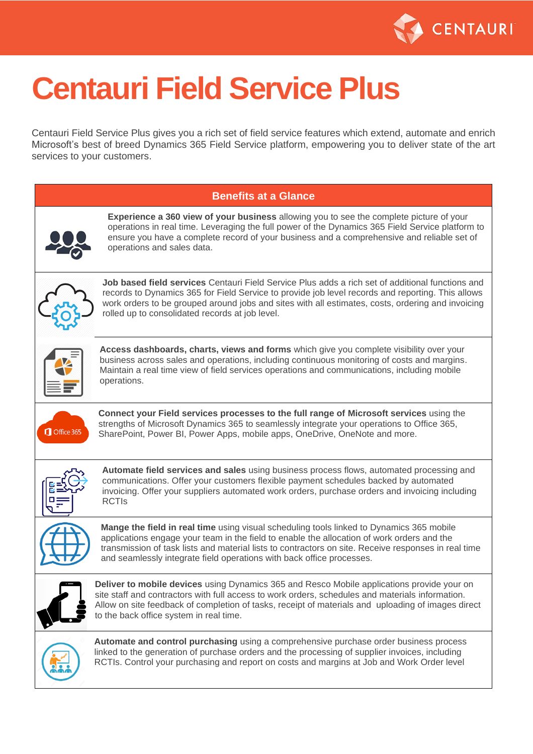# Centauri Field Service Plus

Centauri Field Service Plus gives you a rich set of field service features which extend, automate and enrich Microsoft's best of breed Dynamics 365 Field Service platform, empowering you to deliver state of the art services to your customers.

## Benefits at a Glance

**Experience a 360 view of your business** allowing you to see the complete picture of your operations in real time. Leveraging the full power of the Dynamics 365 Field Service platform to ensure you have a complete record of your business and a comprehensive and reliable set of operations and sales data.

**Job based field services** Centauri Field Service Plus adds a rich set of additional functions and records to Dynamics 365 for Field Service to provide job level records and reporting. This allows work orders to be grouped around jobs and sites with all estimates, costs, ordering and invoicing rolled up to consolidated records at job level.

**Access dashboards, charts, views and forms** which give you complete visibility over your business across sales and operations, including continuous monitoring of costs and margins. Maintain a real time view of field services operations and communications, including mobile operations.

**Connect your Field services processes to the full range of Microsoft services** using the strengths of Microsoft Dynamics 365 to seamlessly integrate your operations to Office 365, SharePoint, Power BI, Power Apps, mobile apps, OneDrive, OneNote and more.

**Automate field services and sales** using business process flows, automated processing and communications. Offer your customers flexible payment schedules backed by automated invoicing. Offer your suppliers automated work orders, purchase orders and invoicing including RCTIs

**Mange the field in real time** using visual scheduling tools linked to Dynamics 365 mobile applications engage your team in the field to enable the allocation of work orders and the transmission of task lists and material lists to contractors on site. Receive responses in real time and seamlessly integrate field operations with back office processes.

**Deliver to mobile devices** using Dynamics 365 and Resco Mobile applications provide your on site staff and contractors with full access to work orders, schedules and materials information. Allow on site feedback of completion of tasks, receipt of materials and uploading of images direct to the back office system in real time.

**Automate and control purchasing** using a comprehensive purchase order business process linked to the generation of purchase orders and the processing of supplier invoices, including RCTIs. Control your purchasing and report on costs and margins at Job and Work Order level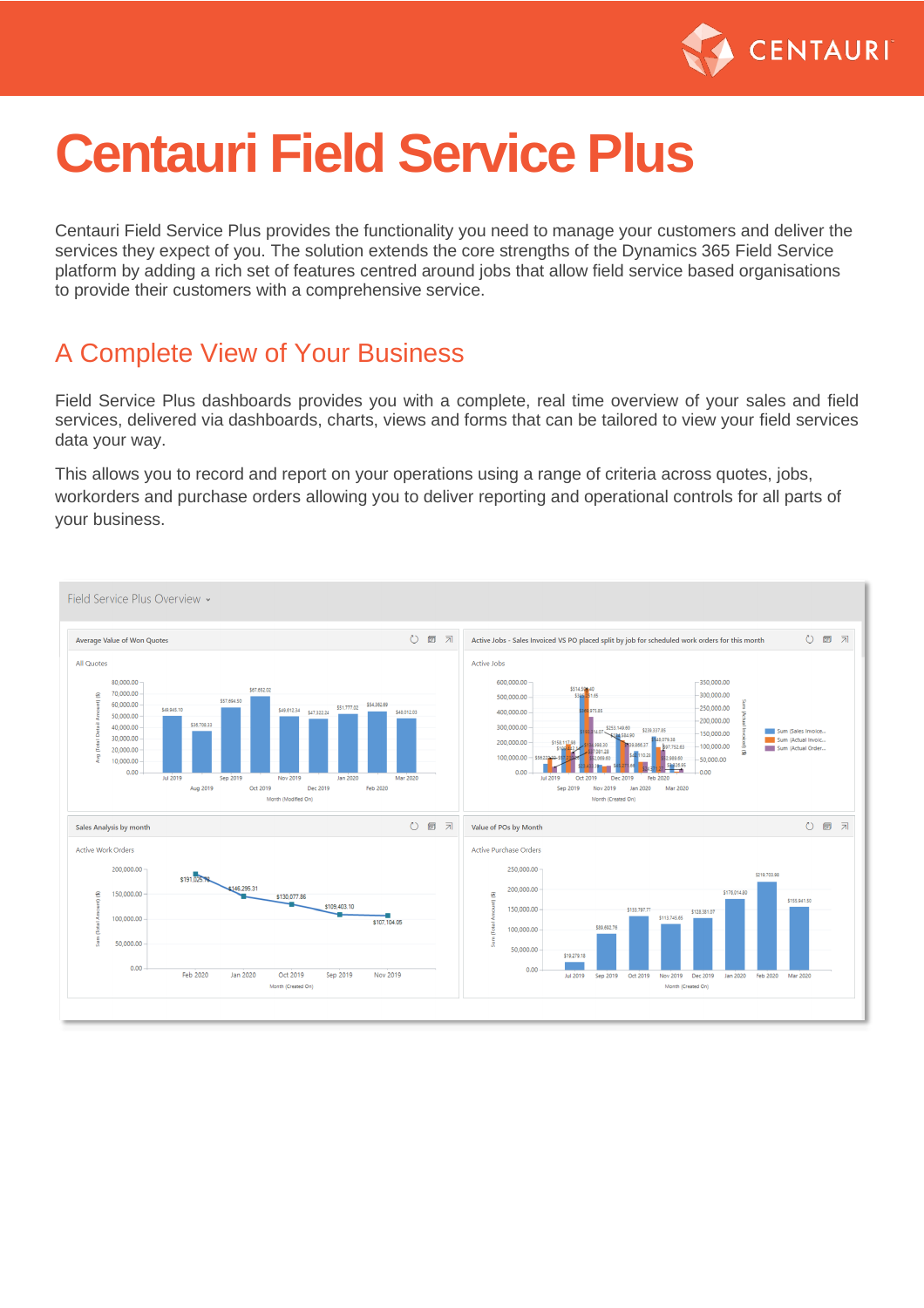# Centauri Field Service Plus

Centauri Field Service Plus provides the functionality you need to manage your customers and deliver the services they expect of you. The solution extends the core strengths of the Dynamics 365 Field Service platform by adding a rich set of features centred around jobs that allow field service based organisations to provide their customers with a comprehensive service.

## A Complete View of Your Business

Field Service Plus dashboards provides you with a complete, real time overview of your sales and field services, delivered via dashboards, charts, views and forms that can be tailored to view your field services data your way.

This allows you to record and report on your operations using a range of criteria across quotes, jobs, workorders and purchase orders allowing you to deliver reporting and operational controls for all parts of your business.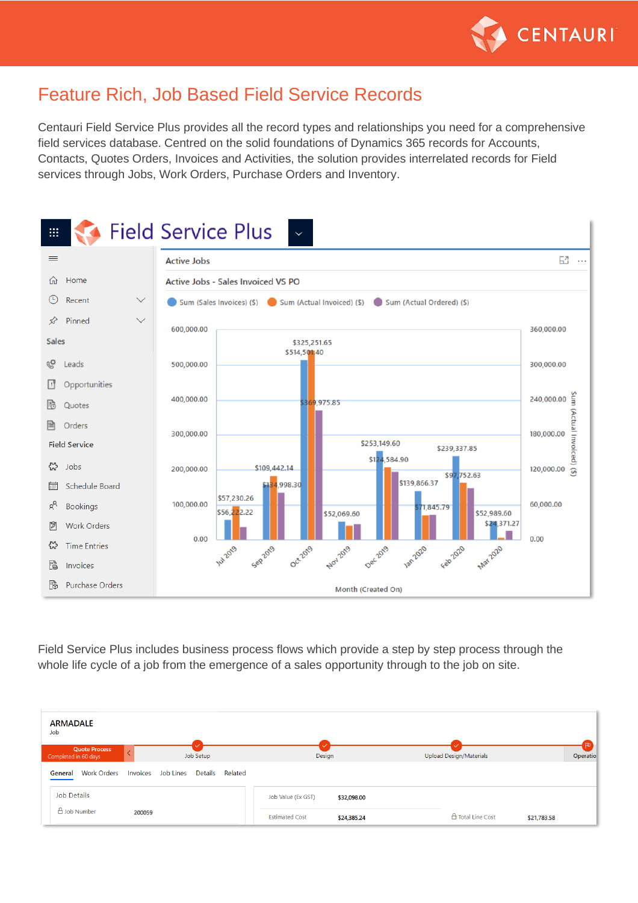# Feature Rich, Job Based Field Service Records

Centauri Field Service Plus provides all the record types and relationships you need for a comprehensive field services database. Centred on the solid foundations of Dynamics 365 records for Accounts, Contacts, Quotes Orders, Invoices and Activities, the solution provides interrelated records for Field services through Jobs, Work Orders, Purchase Orders and Inventory.

Field Service Plus includes business process flows which provide a step by step process through the whole life cycle of a job from the emergence of a sales opportunity through to the job on site.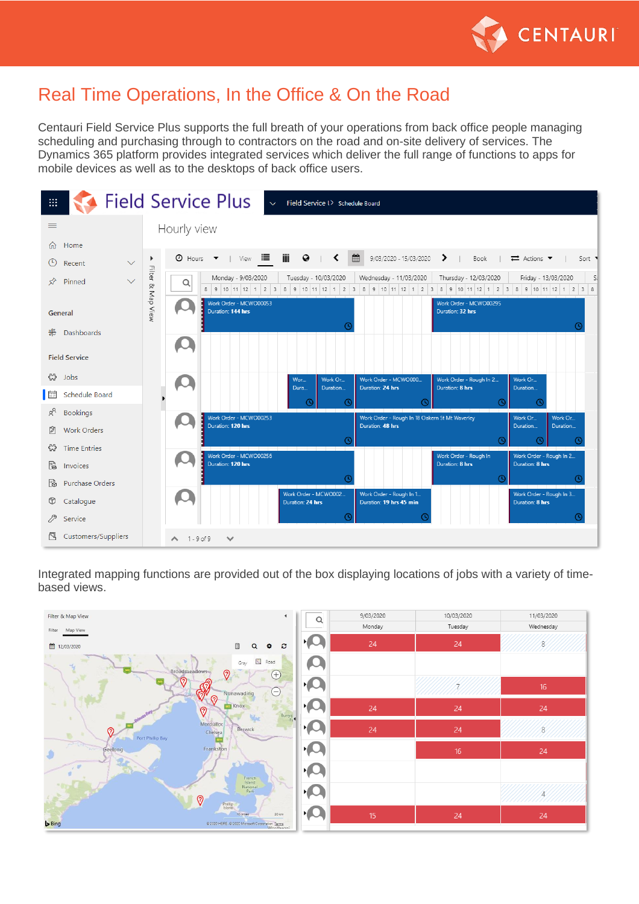# Real Time Operations, In the Office & On the Road

Centauri Field Service Plus supports the full breath of your operations from back office people managing scheduling and purchasing through to contractors on the road and on-site delivery of services. The Dynamics 365 platform provides integrated services which deliver the full range of functions to apps for mobile devices as well as to the desktops of back office users.

Integrated mapping functions are provided out of the box displaying locations of jobs with a variety of time-based views.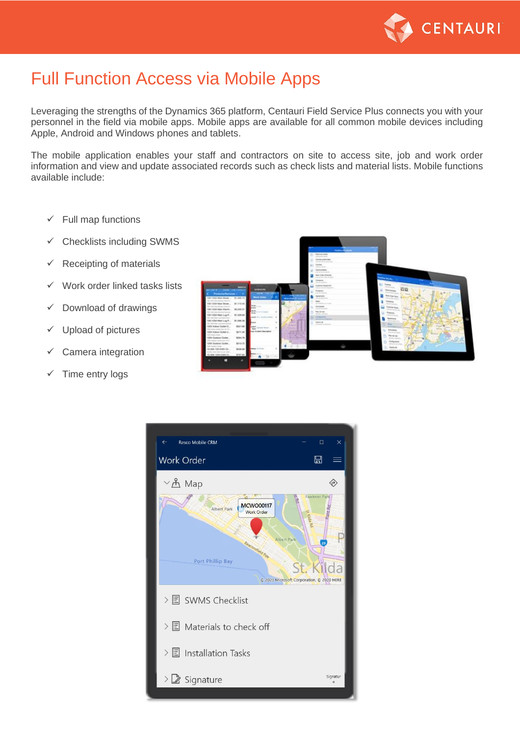# Full Function Access via Mobile Apps

Leveraging the strengths of the Dynamics 365 platform, Centauri Field Service Plus connects you with your personnel in the field via mobile apps. Mobile apps are available for all common mobile devices including Apple, Android and Windows phones and tablets.

The mobile application enables your staff and contractors on site to access site, job and work order information and view and update associated records such as check lists and material lists. Mobile functions available include:

- ✓ Full map functions
- ✓ Checklists including SWMS
- ✓ Receipting of materials
- ✓ Work order linked tasks lists
- ✓ Download of drawings
- ✓ Upload of pictures
- ✓ Camera integration
- ✓ Time entry logs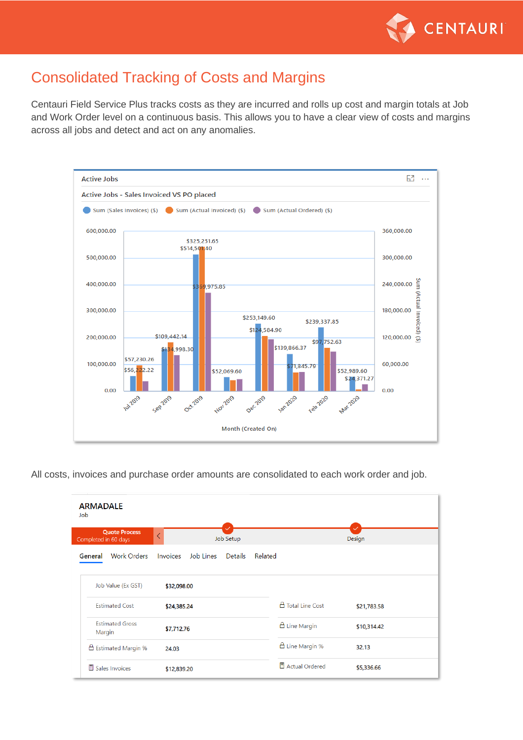# Consolidated Tracking of Costs and Margins

Centauri Field Service Plus tracks costs as they are incurred and rolls up cost and margin totals at Job and Work Order level on a continuous basis. This allows you to have a clear view of costs and margins across all jobs and detect and act on any anomalies.

All costs, invoices and purchase order amounts are consolidated to each work order and job.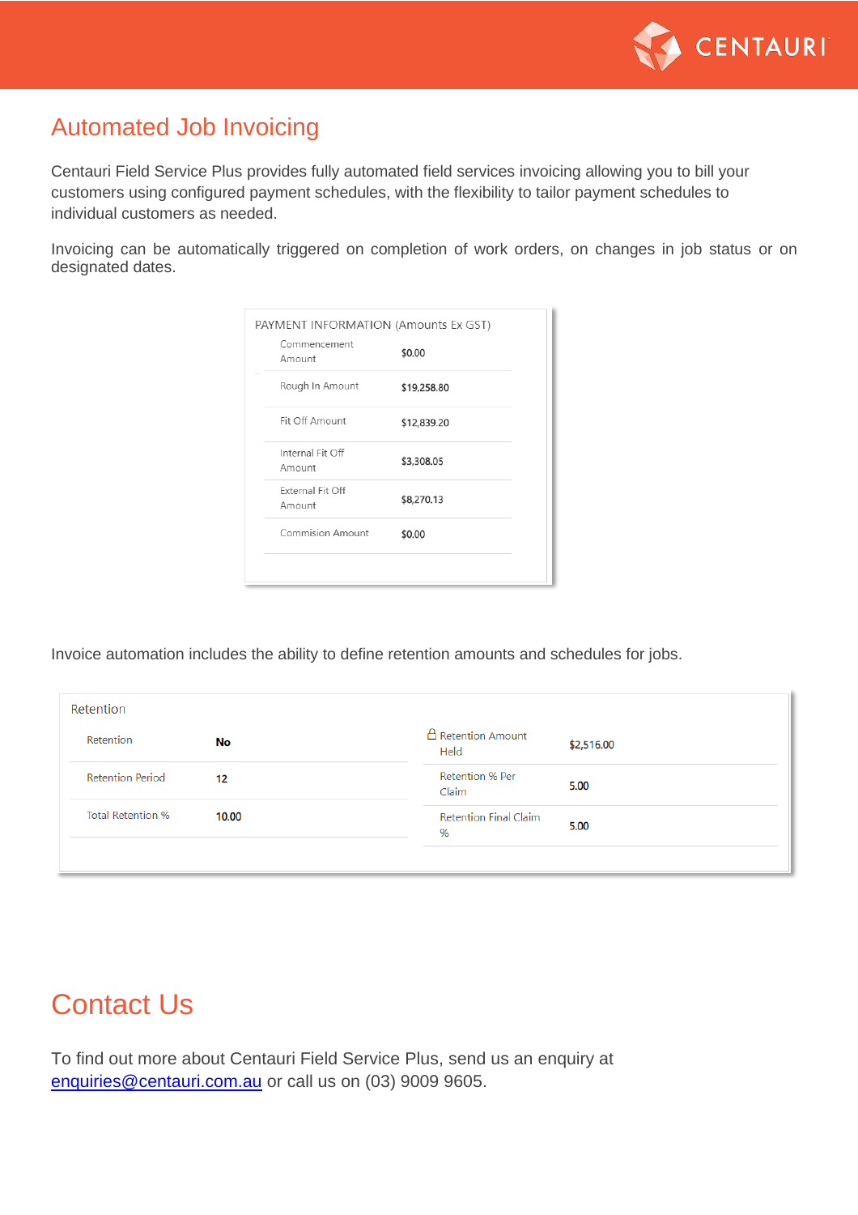# Automated Job Invoicing

Centauri Field Service Plus provides fully automated field services invoicing allowing you to bill your customers using configured payment schedules, with the flexibility to tailor payment schedules to individual customers as needed.

Invoicing can be automatically triggered on completion of work orders, on changes in job status or on designated dates.

PAYMENT INFORMATION (Amounts Ex GST)

| | |
|---|---|
| Commencement Amount | $0.00 |
| Rough In Amount | $19,258.80 |
| Fit Off Amount | $12,839.20 |
| Internal Fit Off Amount | $3,308.05 |
| External Fit Off Amount | $8,270.13 |
| Commision Amount | $0.00 |

Invoice automation includes the ability to define retention amounts and schedules for jobs.

Retention

| | | | |
|---|---|---|---|
| Retention | No | Retention Amount Held | $2,516.00 |
| Retention Period | 12 | Retention % Per Claim | 5.00 |
| Total Retention % | 10.00 | Retention Final Claim % | 5.00 |

# Contact Us

To find out more about Centauri Field Service Plus, send us an enquiry at enquiries@centauri.com.au or call us on (03) 9009 9605.